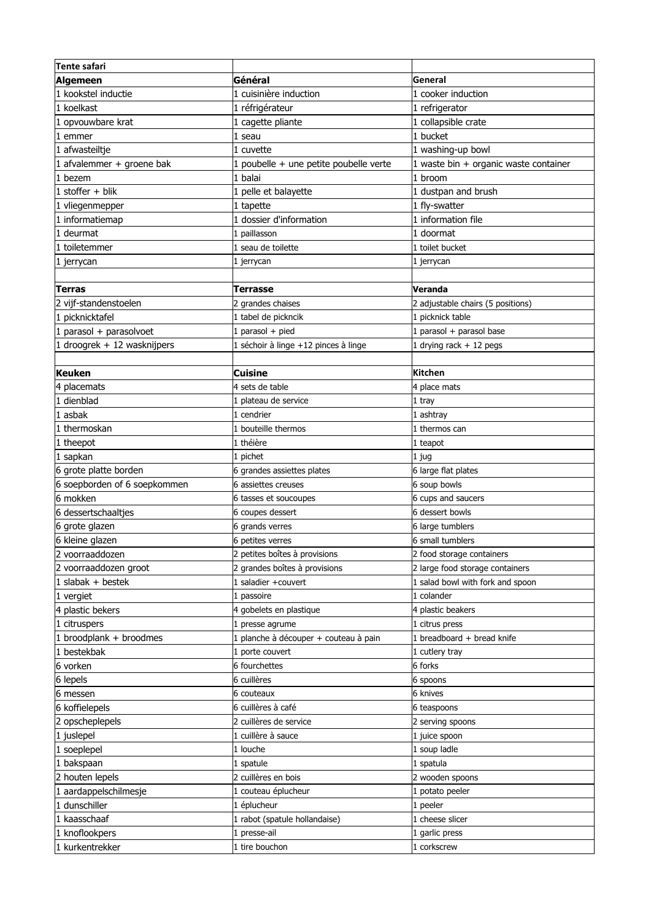| Tente safari | | |
|---|---|---|
| **Algemeen** | **Général** | **General** |
| 1 kookstel inductie | 1 cuisinière induction | 1 cooker induction |
| 1 koelkast | 1 réfrigérateur | 1 refrigerator |
| 1 opvouwbare krat | 1 cagette pliante | 1 collapsible crate |
| 1 emmer | 1 seau | 1 bucket |
| 1 afwasteiltje | 1 cuvette | 1 washing-up bowl |
| 1 afvalemmer + groene bak | 1 poubelle + une petite poubelle verte | 1 waste bin + organic waste container |
| 1 bezem | 1 balai | 1 broom |
| 1 stoffer + blik | 1 pelle et balayette | 1 dustpan and brush |
| 1 vliegenmepper | 1 tapette | 1 fly-swatter |
| 1 informatiemap | 1 dossier d'information | 1 information file |
| 1 deurmat | 1 paillasson | 1 doormat |
| 1 toiletemmer | 1 seau de toilette | 1 toilet bucket |
| 1 jerrycan | 1 jerrycan | 1 jerrycan |
| | | |
| **Terras** | **Terrasse** | **Veranda** |
| 2 vijf-standenstoelen | 2 grandes chaises | 2 adjustable chairs (5 positions) |
| 1 picknicktafel | 1 tabel de picknick | 1 picknick table |
| 1 parasol + parasolvoet | 1 parasol + pied | 1 parasol + parasol base |
| 1 droogrek + 12 wasknijpers | 1 séchoir à linge +12 pinces à linge | 1 drying rack + 12 pegs |
| | | |
| **Keuken** | **Cuisine** | **Kitchen** |
| 4 placemats | 4 sets de table | 4 place mats |
| 1 dienblad | 1 plateau de service | 1 tray |
| 1 asbak | 1 cendrier | 1 ashtray |
| 1 thermoskan | 1 bouteille thermos | 1 thermos can |
| 1 theepot | 1 théière | 1 teapot |
| 1 sapkan | 1 pichet | 1 jug |
| 6 grote platte borden | 6 grandes assiettes plates | 6 large flat plates |
| 6 soepborden of 6 soepkommen | 6 assiettes creuses | 6 soup bowls |
| 6 mokken | 6 tasses et soucoupes | 6 cups and saucers |
| 6 dessertschaaltjes | 6 coupes dessert | 6 dessert bowls |
| 6 grote glazen | 6 grands verres | 6 large tumblers |
| 6 kleine glazen | 6 petites verres | 6 small tumblers |
| 2 voorraaddozen | 2 petites boîtes à provisions | 2 food storage containers |
| 2 voorraaddozen groot | 2 grandes boîtes à provisions | 2 large food storage containers |
| 1 slabak + bestek | 1 saladier +couvert | 1 salad bowl with fork and spoon |
| 1 vergiet | 1 passoire | 1 colander |
| 4 plastic bekers | 4 gobelets en plastique | 4 plastic beakers |
| 1 citruspers | 1 presse agrume | 1 citrus press |
| 1 broodplank + broodmes | 1 planche à découper + couteau à pain | 1 breadboard + bread knife |
| 1 bestekbak | 1 porte couvert | 1 cutlery tray |
| 6 vorken | 6 fourchettes | 6 forks |
| 6 lepels | 6 cuillères | 6 spoons |
| 6 messen | 6 couteaux | 6 knives |
| 6 koffielepels | 6 cuillères à café | 6 teaspoons |
| 2 opscheplepels | 2 cuillères de service | 2 serving spoons |
| 1 juslepel | 1 cuillère à sauce | 1 juice spoon |
| 1 soeplepel | 1 louche | 1 soup ladle |
| 1 bakspaan | 1 spatule | 1 spatula |
| 2 houten lepels | 2 cuillères en bois | 2 wooden spoons |
| 1 aardappelschilmesje | 1 couteau éplucheur | 1 potato peeler |
| 1 dunschiller | 1 éplucheur | 1 peeler |
| 1 kaasschaaf | 1 rabot (spatule hollandaise) | 1 cheese slicer |
| 1 knoflookpers | 1 presse-ail | 1 garlic press |
| 1 kurkentrekker | 1 tire bouchon | 1 corkscrew |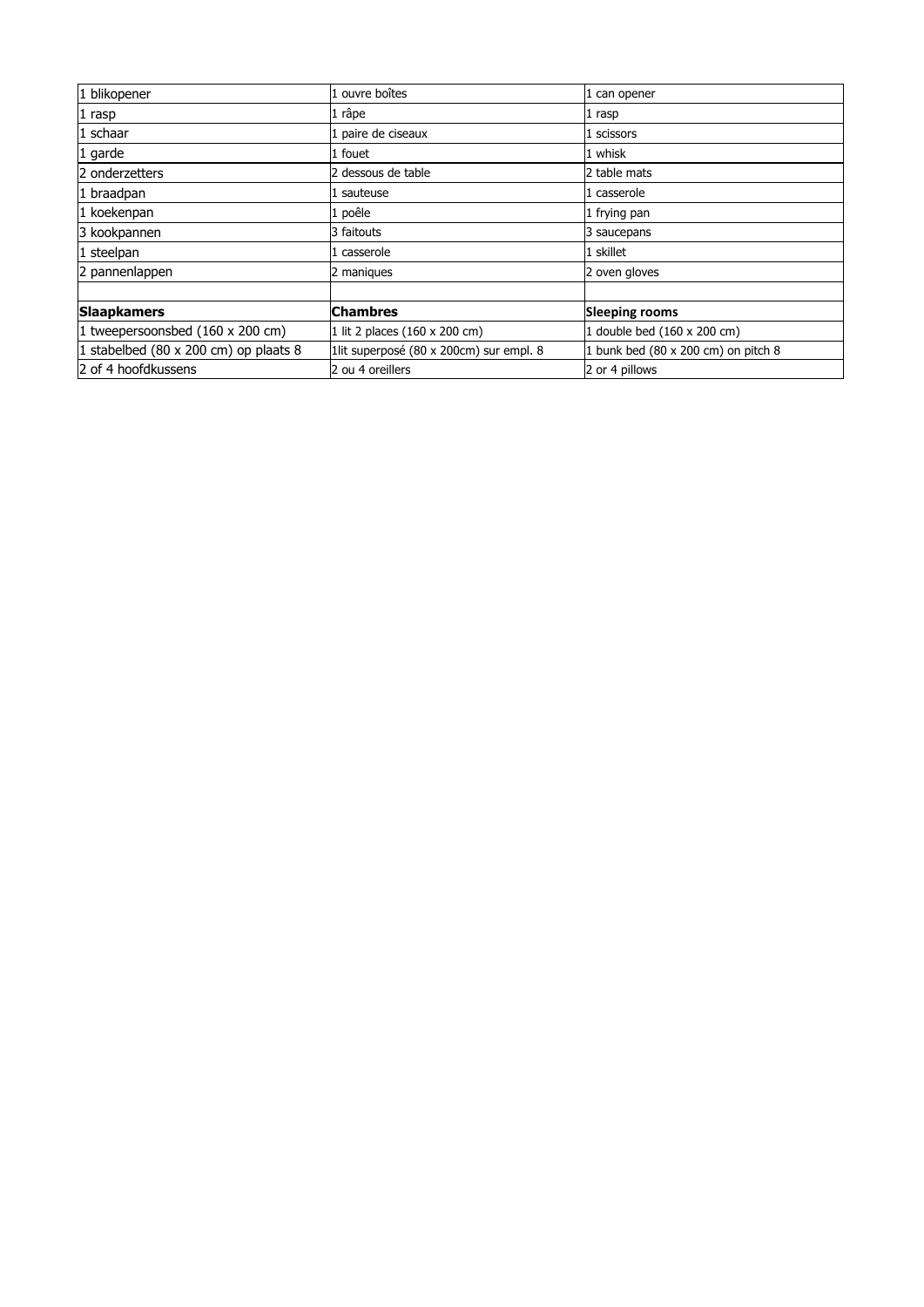| | | |
|---|---|---|
| 1 blikopener | 1 ouvre boîtes | 1 can opener |
| 1 rasp | 1 râpe | 1 rasp |
| 1 schaar | 1 paire de ciseaux | 1 scissors |
| 1 garde | 1 fouet | 1 whisk |
| 2 onderzetters | 2 dessous de table | 2 table mats |
| 1 braadpan | 1 sauteuse | 1 casserole |
| 1 koekenpan | 1 poêle | 1 frying pan |
| 3 kookpannen | 3 faitouts | 3 saucepans |
| 1 steelpan | 1 casserole | 1 skillet |
| 2 pannenlappen | 2 maniques | 2 oven gloves |
| | | |
| **Slaapkamers** | **Chambres** | **Sleeping rooms** |
| 1 tweepersoonsbed (160 x 200 cm) | 1 lit 2 places (160 x 200 cm) | 1 double bed (160 x 200 cm) |
| 1 stabelbed (80 x 200 cm) op plaats 8 | 1lit superposé (80 x 200cm) sur empl. 8 | 1 bunk bed (80 x 200 cm) on pitch 8 |
| 2 of 4 hoofdkussens | 2 ou 4 oreillers | 2 or 4 pillows |